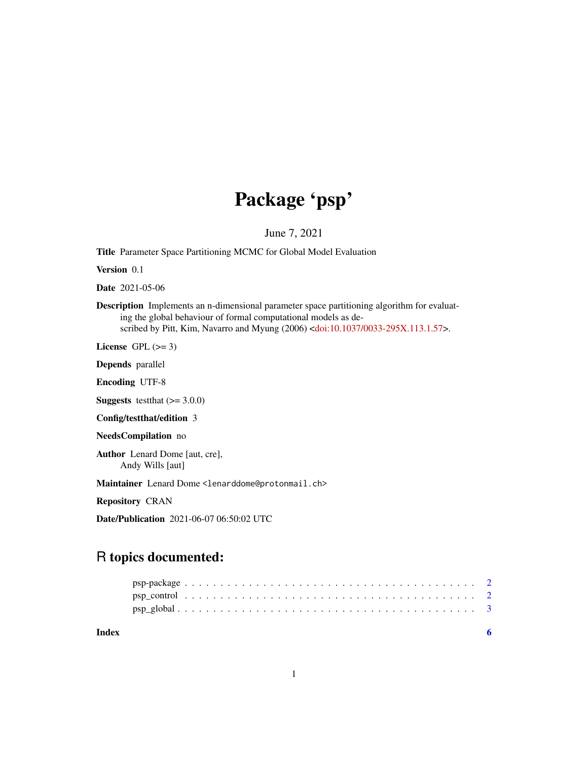# Package 'psp'

June 7, 2021

**Title** Parameter Space Partitioning MCMC for Global Model Evaluation

**Version** 0.1

**Date** 2021-05-06

**Description** Implements an n-dimensional parameter space partitioning algorithm for evaluating the global behaviour of formal computational models as described by Pitt, Kim, Navarro and Myung (2006) <doi:10.1037/0033-295X.113.1.57>.

**License** GPL (>= 3)

**Depends** parallel

**Encoding** UTF-8

**Suggests** testthat (>= 3.0.0)

**Config/testthat/edition** 3

**NeedsCompilation** no

**Author** Lenard Dome [aut, cre],
Andy Wills [aut]

**Maintainer** Lenard Dome <lenarddome@protonmail.ch>

**Repository** CRAN

**Date/Publication** 2021-06-07 06:50:02 UTC

## R topics documented:

psp-package . . . . . . . . . . . . . . . . . . . . . . . . . . . . . . . . . . . . . . . 2
psp_control . . . . . . . . . . . . . . . . . . . . . . . . . . . . . . . . . . . . . . . 2
psp_global . . . . . . . . . . . . . . . . . . . . . . . . . . . . . . . . . . . . . . . 3

**Index** **6**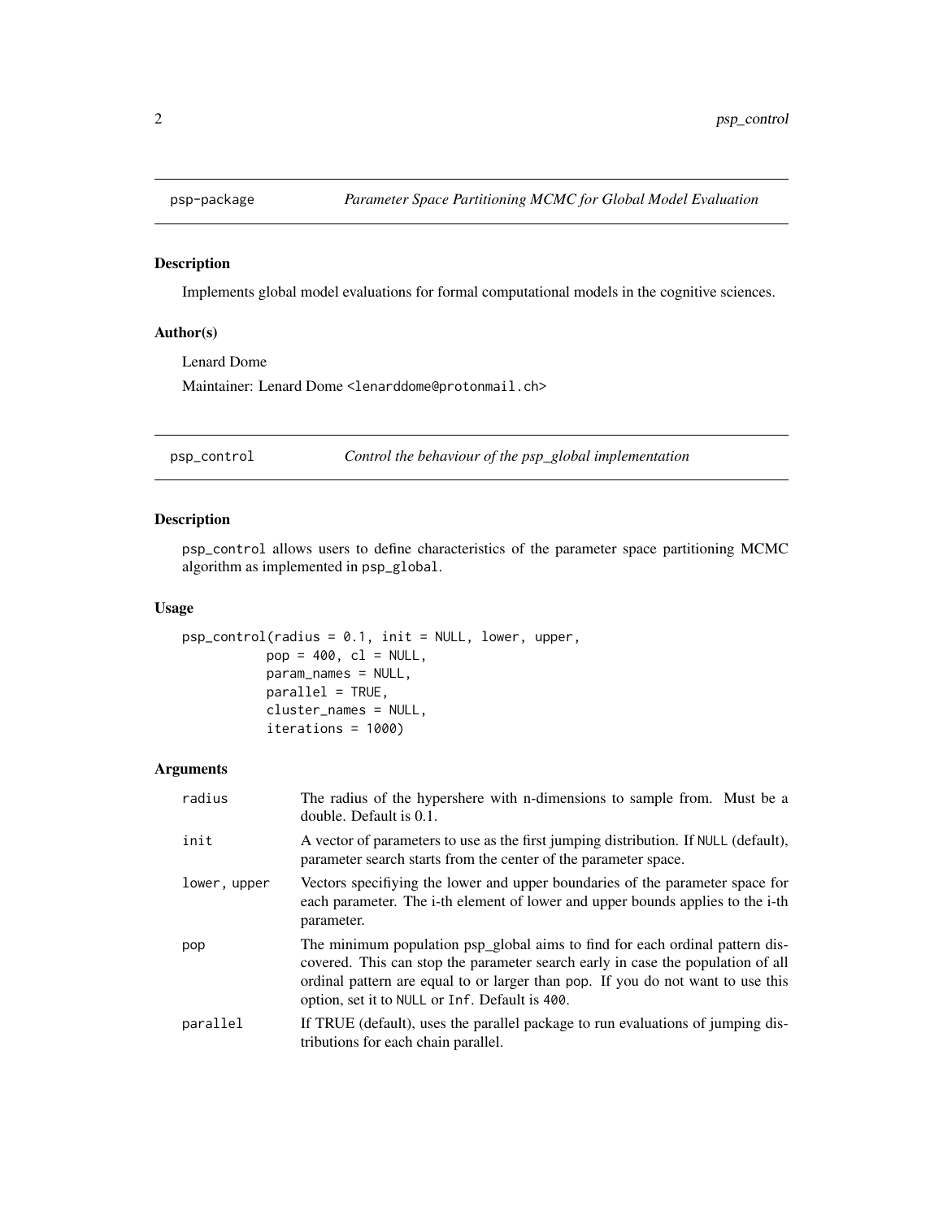## psp-package — *Parameter Space Partitioning MCMC for Global Model Evaluation*

### Description

Implements global model evaluations for formal computational models in the cognitive sciences.

### Author(s)

Lenard Dome

Maintainer: Lenard Dome <lenarddome@protonmail.ch>

## psp_control — *Control the behaviour of the psp_global implementation*

### Description

`psp_control` allows users to define characteristics of the parameter space partitioning MCMC algorithm as implemented in `psp_global`.

### Usage

```
psp_control(radius = 0.1, init = NULL, lower, upper,
            pop = 400, cl = NULL,
            param_names = NULL,
            parallel = TRUE,
            cluster_names = NULL,
            iterations = 1000)
```

### Arguments

| | |
|---|---|
| `radius` | The radius of the hypershere with n-dimensions to sample from. Must be a double. Default is 0.1. |
| `init` | A vector of parameters to use as the first jumping distribution. If `NULL` (default), parameter search starts from the center of the parameter space. |
| `lower, upper` | Vectors specifiying the lower and upper boundaries of the parameter space for each parameter. The i-th element of lower and upper bounds applies to the i-th parameter. |
| `pop` | The minimum population psp_global aims to find for each ordinal pattern discovered. This can stop the parameter search early in case the population of all ordinal pattern are equal to or larger than pop. If you do not want to use this option, set it to `NULL` or `Inf`. Default is `400`. |
| `parallel` | If TRUE (default), uses the parallel package to run evaluations of jumping distributions for each chain parallel. |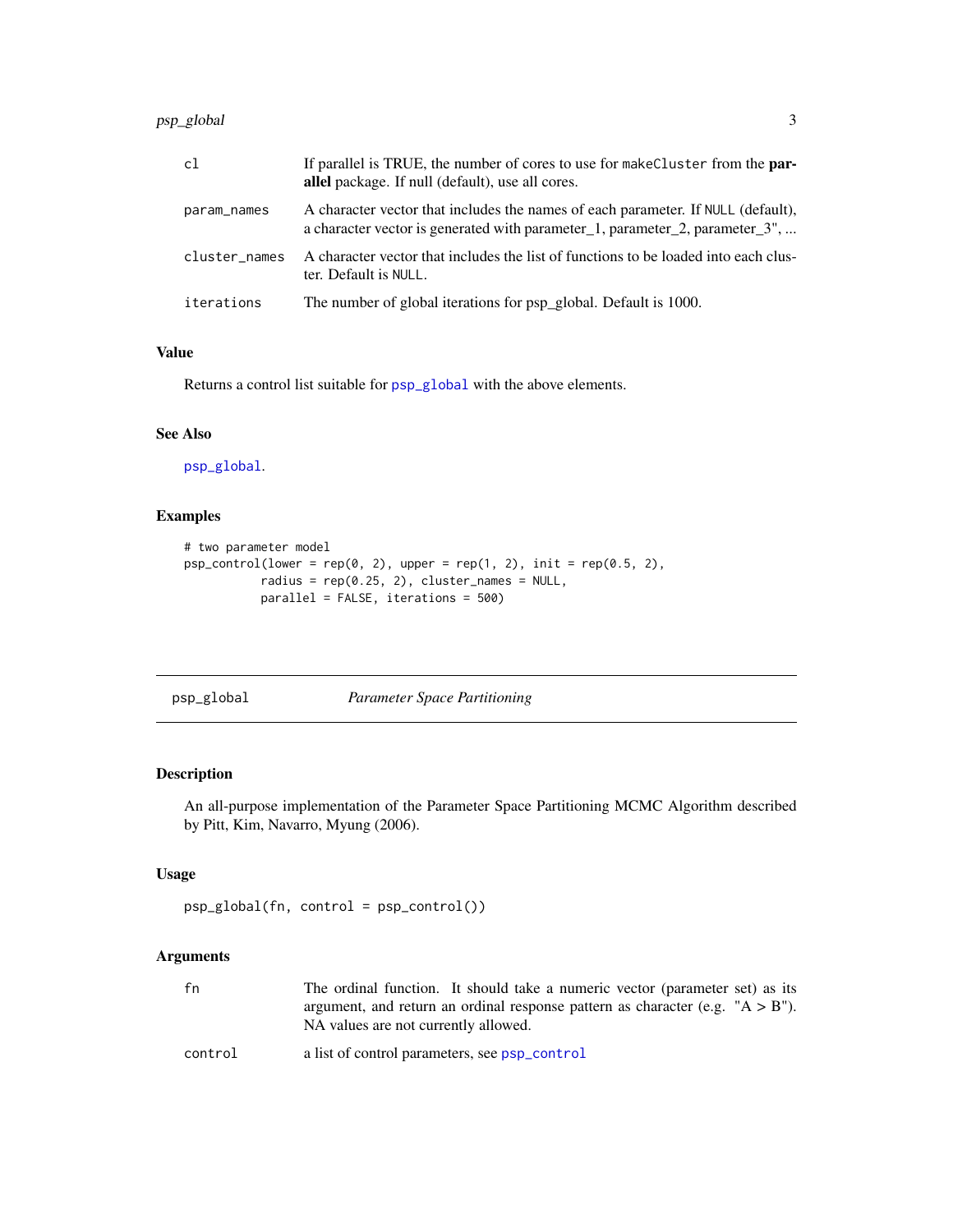| | |
|---|---|
| cl | If parallel is TRUE, the number of cores to use for makeCluster from the **parallel** package. If null (default), use all cores. |
| param_names | A character vector that includes the names of each parameter. If NULL (default), a character vector is generated with parameter_1, parameter_2, parameter_3", ... |
| cluster_names | A character vector that includes the list of functions to be loaded into each cluster. Default is NULL. |
| iterations | The number of global iterations for psp_global. Default is 1000. |

### Value

Returns a control list suitable for psp_global with the above elements.

### See Also

psp_global.

### Examples

```
# two parameter model
psp_control(lower = rep(0, 2), upper = rep(1, 2), init = rep(0.5, 2),
           radius = rep(0.25, 2), cluster_names = NULL,
           parallel = FALSE, iterations = 500)
```

---

## psp_global *Parameter Space Partitioning*

### Description

An all-purpose implementation of the Parameter Space Partitioning MCMC Algorithm described by Pitt, Kim, Navarro, Myung (2006).

### Usage

```
psp_global(fn, control = psp_control())
```

### Arguments

| | |
|---|---|
| fn | The ordinal function. It should take a numeric vector (parameter set) as its argument, and return an ordinal response pattern as character (e.g. "A > B"). NA values are not currently allowed. |
| control | a list of control parameters, see psp_control |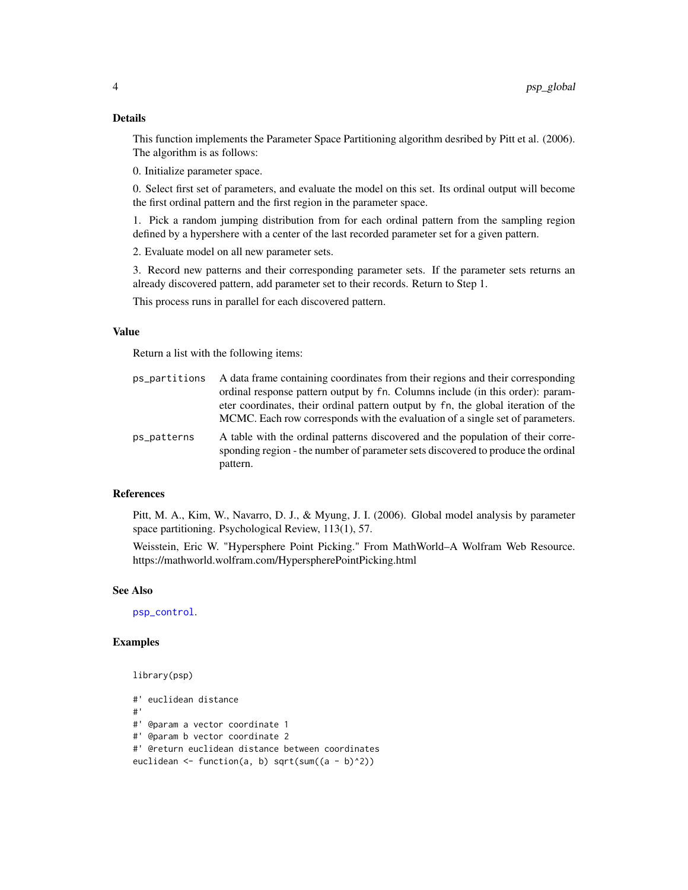### Details

This function implements the Parameter Space Partitioning algorithm desribed by Pitt et al. (2006). The algorithm is as follows:

0. Initialize parameter space.

0. Select first set of parameters, and evaluate the model on this set. Its ordinal output will become the first ordinal pattern and the first region in the parameter space.

1. Pick a random jumping distribution from for each ordinal pattern from the sampling region defined by a hypershere with a center of the last recorded parameter set for a given pattern.

2. Evaluate model on all new parameter sets.

3. Record new patterns and their corresponding parameter sets. If the parameter sets returns an already discovered pattern, add parameter set to their records. Return to Step 1.

This process runs in parallel for each discovered pattern.

### Value

Return a list with the following items:

`ps_partitions` A data frame containing coordinates from their regions and their corresponding ordinal response pattern output by `fn`. Columns include (in this order): parameter coordinates, their ordinal pattern output by `fn`, the global iteration of the MCMC. Each row corresponds with the evaluation of a single set of parameters.

`ps_patterns` A table with the ordinal patterns discovered and the population of their corresponding region - the number of parameter sets discovered to produce the ordinal pattern.

### References

Pitt, M. A., Kim, W., Navarro, D. J., & Myung, J. I. (2006). Global model analysis by parameter space partitioning. Psychological Review, 113(1), 57.

Weisstein, Eric W. "Hypersphere Point Picking." From MathWorld–A Wolfram Web Resource. https://mathworld.wolfram.com/HyperspherePointPicking.html

### See Also

`psp_control`.

### Examples

```
library(psp)

#' euclidean distance
#'
#' @param a vector coordinate 1
#' @param b vector coordinate 2
#' @return euclidean distance between coordinates
euclidean <- function(a, b) sqrt(sum((a - b)^2))
```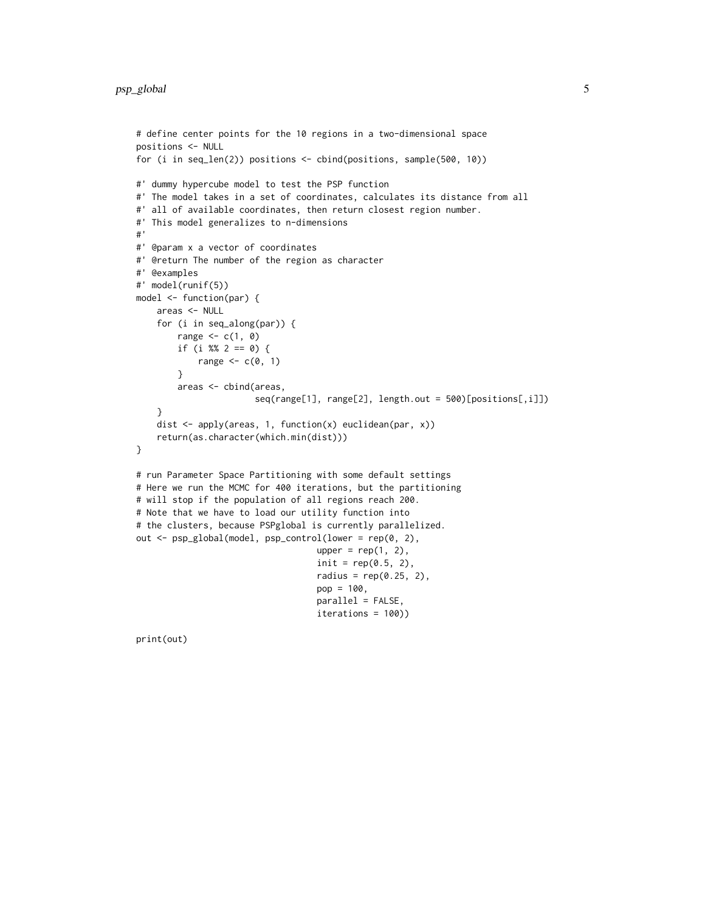```
# define center points for the 10 regions in a two-dimensional space
positions <- NULL
for (i in seq_len(2)) positions <- cbind(positions, sample(500, 10))

#' dummy hypercube model to test the PSP function
#' The model takes in a set of coordinates, calculates its distance from all
#' all of available coordinates, then return closest region number.
#' This model generalizes to n-dimensions
#'
#' @param x a vector of coordinates
#' @return The number of the region as character
#' @examples
#' model(runif(5))
model <- function(par) {
    areas <- NULL
    for (i in seq_along(par)) {
        range <- c(1, 0)
        if (i %% 2 == 0) {
            range <- c(0, 1)
        }
        areas <- cbind(areas,
                       seq(range[1], range[2], length.out = 500)[positions[,i]])
    }
    dist <- apply(areas, 1, function(x) euclidean(par, x))
    return(as.character(which.min(dist)))
}

# run Parameter Space Partitioning with some default settings
# Here we run the MCMC for 400 iterations, but the partitioning
# will stop if the population of all regions reach 200.
# Note that we have to load our utility function into
# the clusters, because PSPglobal is currently parallelized.
out <- psp_global(model, psp_control(lower = rep(0, 2),
                                     upper = rep(1, 2),
                                     init = rep(0.5, 2),
                                     radius = rep(0.25, 2),
                                     pop = 100,
                                     parallel = FALSE,
                                     iterations = 100))

print(out)
```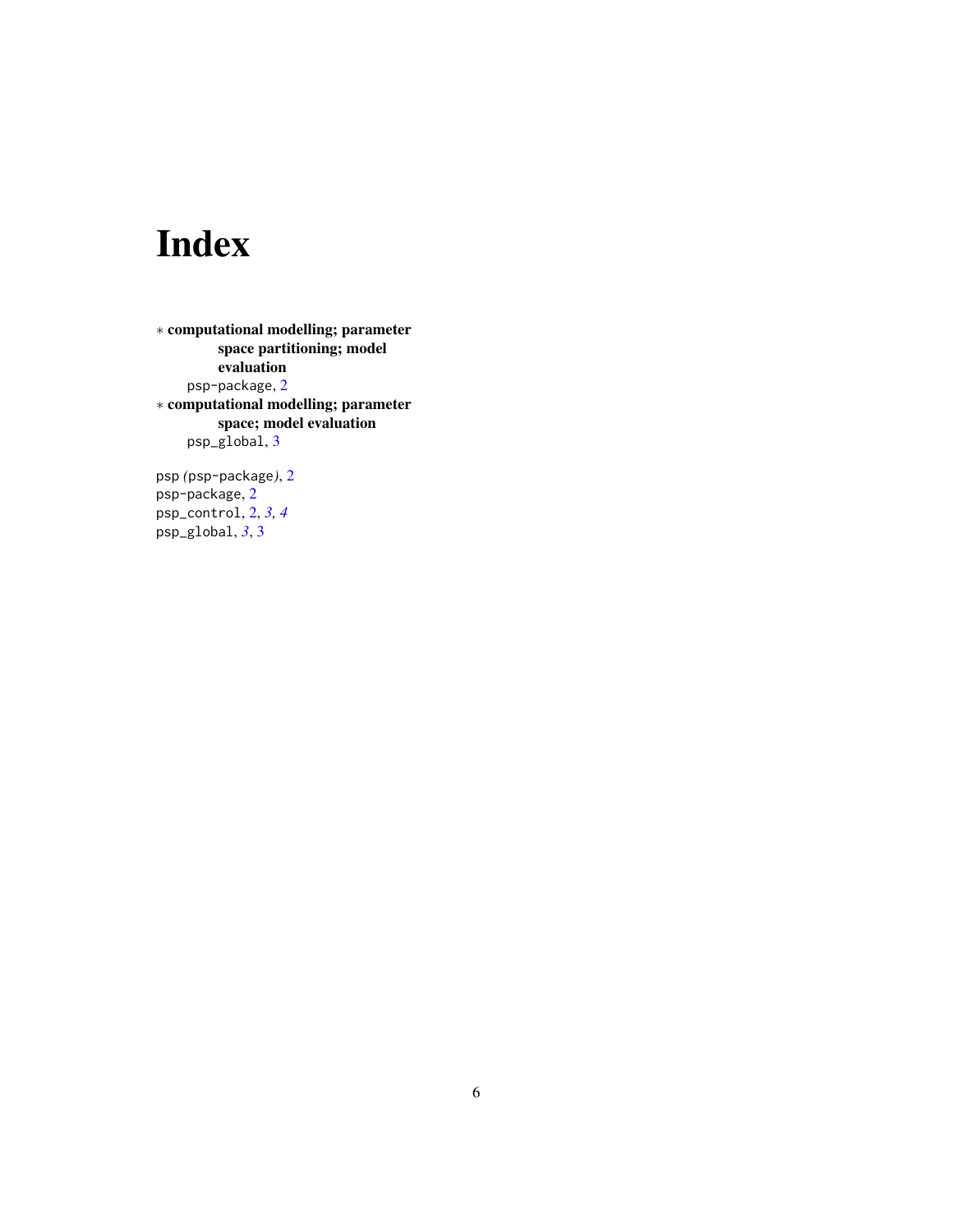# Index

∗ **computational modelling; parameter space partitioning; model evaluation**
    psp-package, 2

∗ **computational modelling; parameter space; model evaluation**
    psp_global, 3

psp *(*psp-package*)*, 2
psp-package, 2
psp_control, 2, *3*, *4*
psp_global, *3*, 3